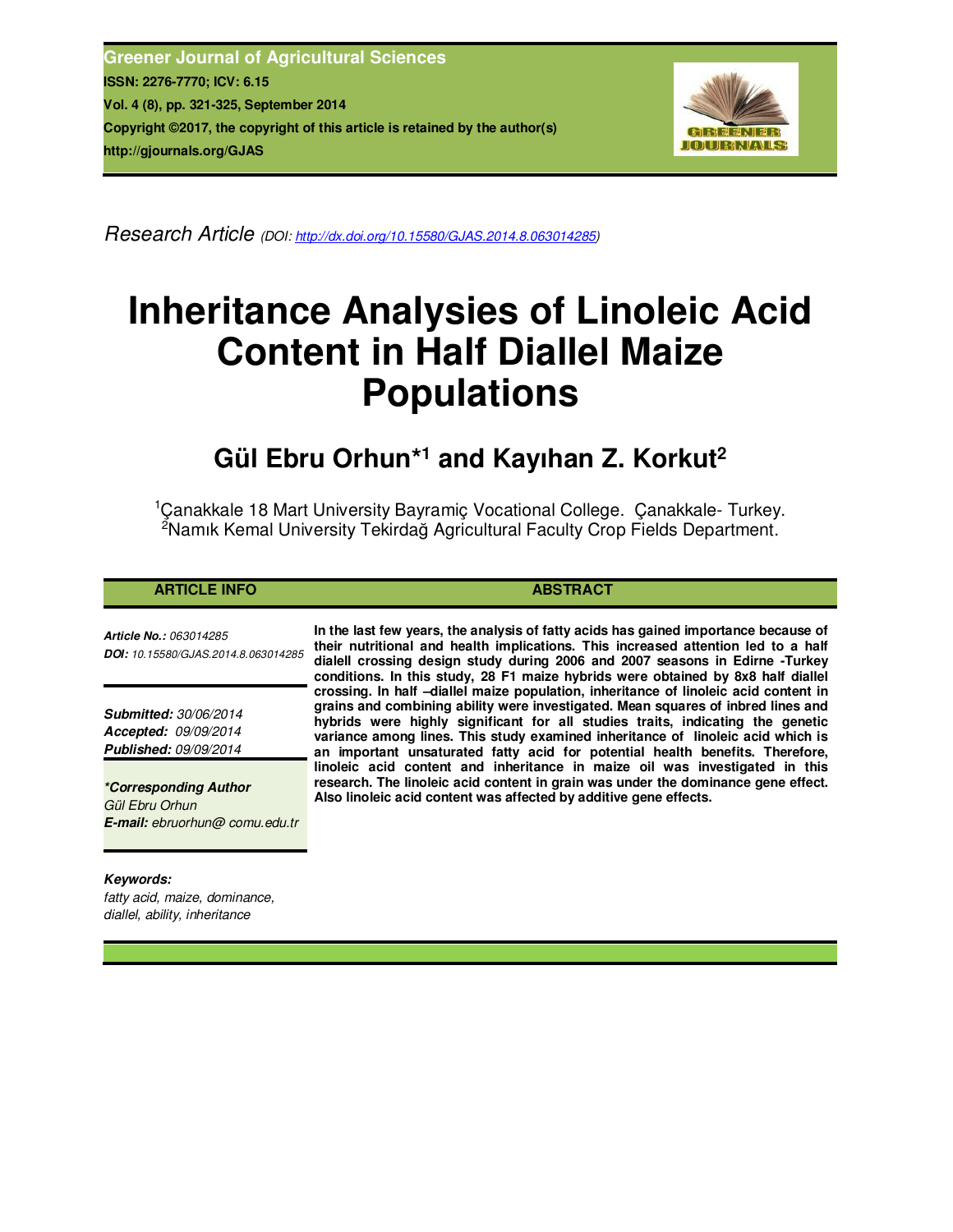Greener Journal of Agricultural Sciences
ISSN: 2276-7770; ICV: 6.15
Vol. 4 (8), pp. 321-325, September 2014
Copyright ©2017, the copyright of this article is retained by the author(s)
http://gjournals.org/GJAS

*Research Article* (DOI: http://dx.doi.org/10.15580/GJAS.2014.8.063014285)

# Inheritance Analysies of Linoleic Acid Content in Half Diallel Maize Populations

## Gül Ebru Orhun*[1] and Kayıhan Z. Korkut[2]

[1]Çanakkale 18 Mart University Bayramiç Vocational College. Çanakkale- Turkey.
[2]Namık Kemal University Tekirdağ Agricultural Faculty Crop Fields Department.

### ARTICLE INFO

***Article No.:*** *063014285*
***DOI:*** *10.15580/GJAS.2014.8.063014285*

***Submitted:*** *30/06/2014*
***Accepted:*** *09/09/2014*
***Published:*** *09/09/2014*

****Corresponding Author***
*Gül Ebru Orhun*
***E-mail:*** *ebruorhun@ comu.edu.tr*

***Keywords:***
*fatty acid, maize, dominance, diallel, ability, inheritance*

### ABSTRACT

**In the last few years, the analysis of fatty acids has gained importance because of their nutritional and health implications. This increased attention led to a half dialell crossing design study during 2006 and 2007 seasons in Edirne -Turkey conditions. In this study, 28 F1 maize hybrids were obtained by 8x8 half diallel crossing. In half –diallel maize population, inheritance of linoleic acid content in grains and combining ability were investigated. Mean squares of inbred lines and hybrids were highly significant for all studies traits, indicating the genetic variance among lines. This study examined inheritance of linoleic acid which is an important unsaturated fatty acid for potential health benefits. Therefore, linoleic acid content and inheritance in maize oil was investigated in this research. The linoleic acid content in grain was under the dominance gene effect. Also linoleic acid content was affected by additive gene effects.**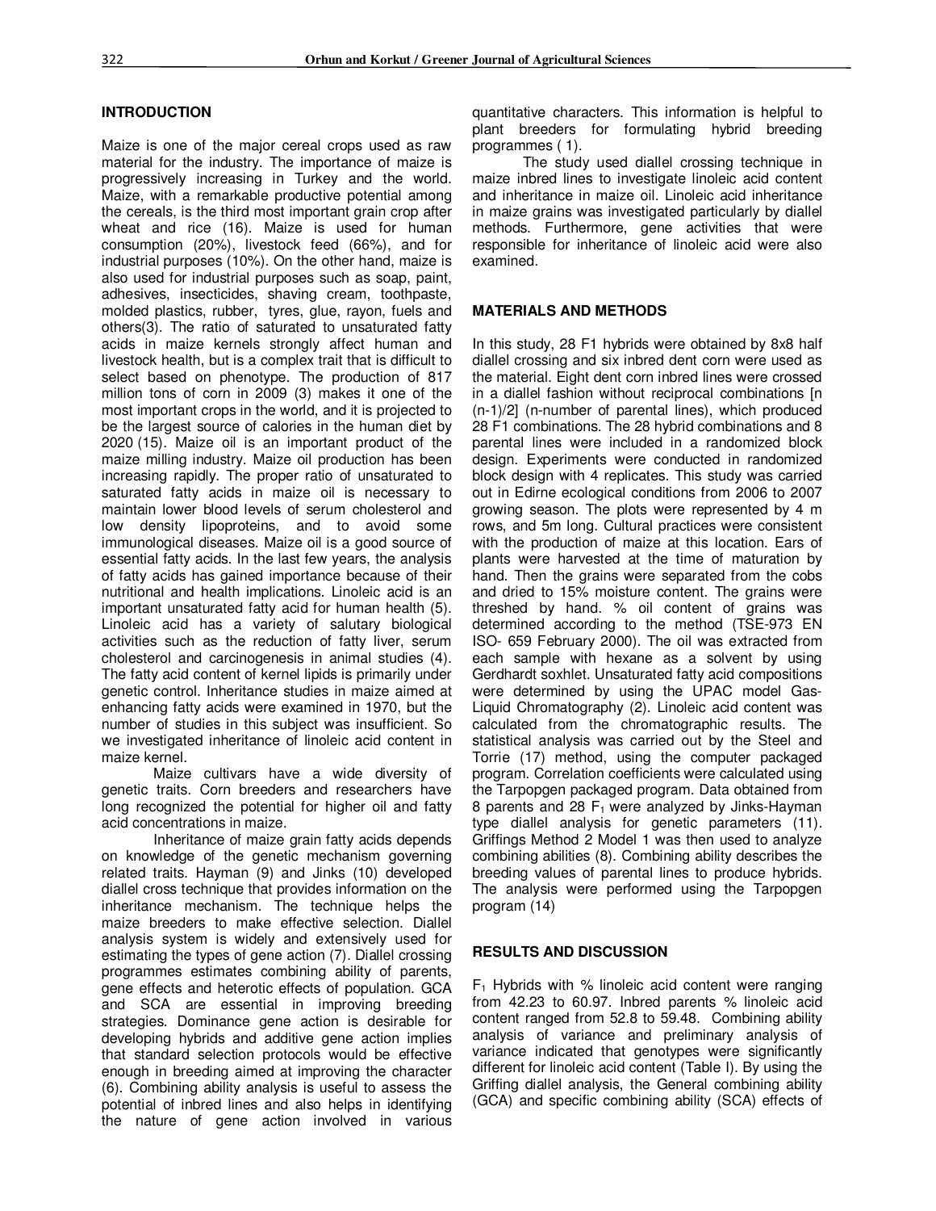## INTRODUCTION

Maize is one of the major cereal crops used as raw material for the industry. The importance of maize is progressively increasing in Turkey and the world. Maize, with a remarkable productive potential among the cereals, is the third most important grain crop after wheat and rice (16). Maize is used for human consumption (20%), livestock feed (66%), and for industrial purposes (10%). On the other hand, maize is also used for industrial purposes such as soap, paint, adhesives, insecticides, shaving cream, toothpaste, molded plastics, rubber, tyres, glue, rayon, fuels and others(3). The ratio of saturated to unsaturated fatty acids in maize kernels strongly affect human and livestock health, but is a complex trait that is difficult to select based on phenotype. The production of 817 million tons of corn in 2009 (3) makes it one of the most important crops in the world, and it is projected to be the largest source of calories in the human diet by 2020 (15). Maize oil is an important product of the maize milling industry. Maize oil production has been increasing rapidly. The proper ratio of unsaturated to saturated fatty acids in maize oil is necessary to maintain lower blood levels of serum cholesterol and low density lipoproteins, and to avoid some immunological diseases. Maize oil is a good source of essential fatty acids. In the last few years, the analysis of fatty acids has gained importance because of their nutritional and health implications. Linoleic acid is an important unsaturated fatty acid for human health (5). Linoleic acid has a variety of salutary biological activities such as the reduction of fatty liver, serum cholesterol and carcinogenesis in animal studies (4). The fatty acid content of kernel lipids is primarily under genetic control. Inheritance studies in maize aimed at enhancing fatty acids were examined in 1970, but the number of studies in this subject was insufficient. So we investigated inheritance of linoleic acid content in maize kernel.

Maize cultivars have a wide diversity of genetic traits. Corn breeders and researchers have long recognized the potential for higher oil and fatty acid concentrations in maize.

Inheritance of maize grain fatty acids depends on knowledge of the genetic mechanism governing related traits. Hayman (9) and Jinks (10) developed diallel cross technique that provides information on the inheritance mechanism. The technique helps the maize breeders to make effective selection. Diallel analysis system is widely and extensively used for estimating the types of gene action (7). Diallel crossing programmes estimates combining ability of parents, gene effects and heterotic effects of population. GCA and SCA are essential in improving breeding strategies. Dominance gene action is desirable for developing hybrids and additive gene action implies that standard selection protocols would be effective enough in breeding aimed at improving the character (6). Combining ability analysis is useful to assess the potential of inbred lines and also helps in identifying the nature of gene action involved in various quantitative characters. This information is helpful to plant breeders for formulating hybrid breeding programmes ( 1).

The study used diallel crossing technique in maize inbred lines to investigate linoleic acid content and inheritance in maize oil. Linoleic acid inheritance in maize grains was investigated particularly by diallel methods. Furthermore, gene activities that were responsible for inheritance of linoleic acid were also examined.

## MATERIALS AND METHODS

In this study, 28 F1 hybrids were obtained by 8x8 half diallel crossing and six inbred dent corn were used as the material. Eight dent corn inbred lines were crossed in a diallel fashion without reciprocal combinations [n (n-1)/2] (n-number of parental lines), which produced 28 F1 combinations. The 28 hybrid combinations and 8 parental lines were included in a randomized block design. Experiments were conducted in randomized block design with 4 replicates. This study was carried out in Edirne ecological conditions from 2006 to 2007 growing season. The plots were represented by 4 m rows, and 5m long. Cultural practices were consistent with the production of maize at this location. Ears of plants were harvested at the time of maturation by hand. Then the grains were separated from the cobs and dried to 15% moisture content. The grains were threshed by hand. % oil content of grains was determined according to the method (TSE-973 EN ISO- 659 February 2000). The oil was extracted from each sample with hexane as a solvent by using Gerdhardt soxhlet. Unsaturated fatty acid compositions were determined by using the UPAC model Gas-Liquid Chromatography (2). Linoleic acid content was calculated from the chromatographic results. The statistical analysis was carried out by the Steel and Torrie (17) method, using the computer packaged program. Correlation coefficients were calculated using the Tarpopgen packaged program. Data obtained from 8 parents and 28 $F_1$ were analyzed by Jinks-Hayman type diallel analysis for genetic parameters (11). Griffings Method 2 Model 1 was then used to analyze combining abilities (8). Combining ability describes the breeding values of parental lines to produce hybrids. The analysis were performed using the Tarpopgen program (14)

## RESULTS AND DISCUSSION

$F_1$ Hybrids with % linoleic acid content were ranging from 42.23 to 60.97. Inbred parents % linoleic acid content ranged from 52.8 to 59.48. Combining ability analysis of variance and preliminary analysis of variance indicated that genotypes were significantly different for linoleic acid content (Table I). By using the Griffing diallel analysis, the General combining ability (GCA) and specific combining ability (SCA) effects of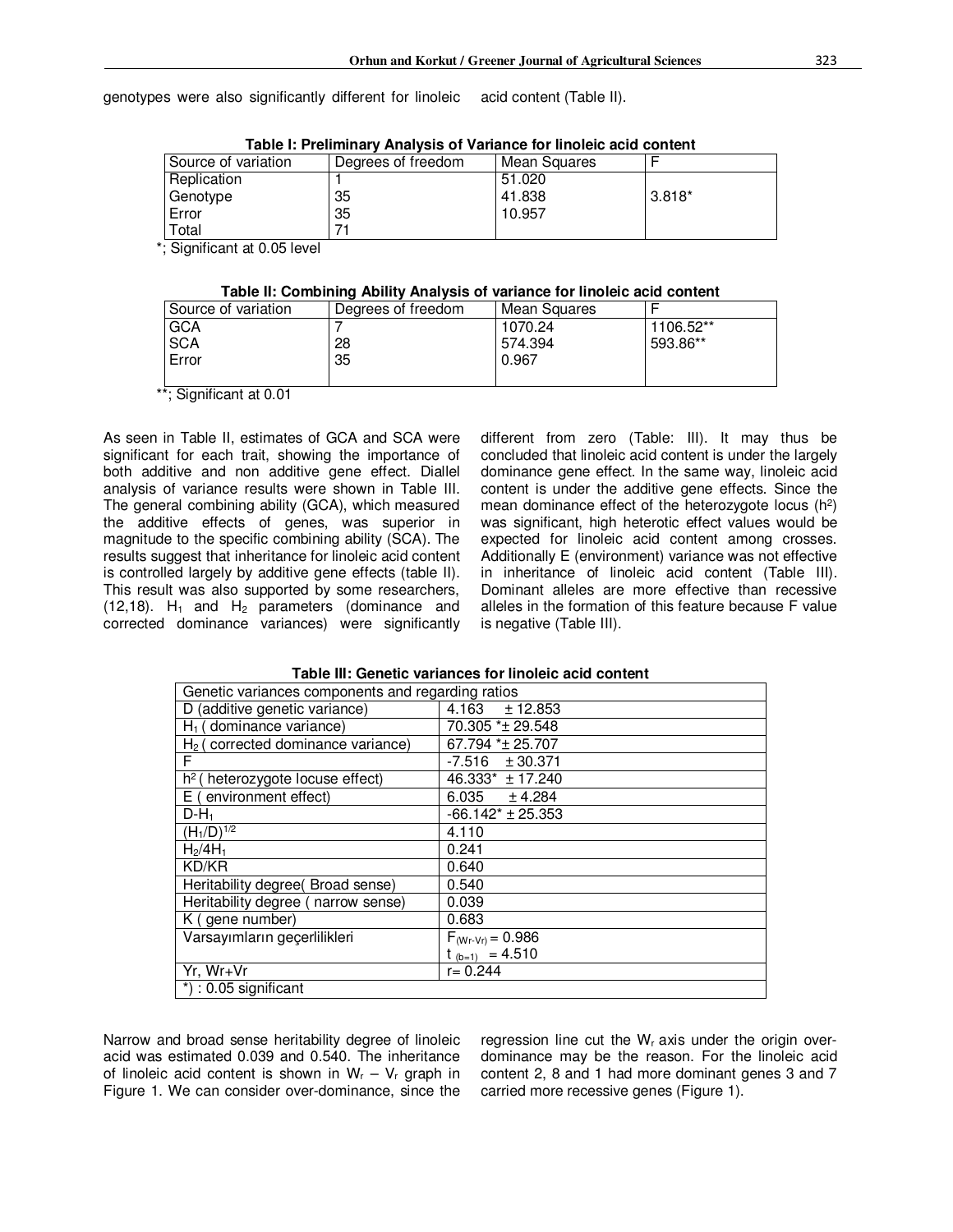genotypes were also significantly different for linoleic acid content (Table II).

**Table I: Preliminary Analysis of Variance for linoleic acid content**

| Source of variation | Degrees of freedom | Mean Squares | F |
|---|---|---|---|
| Replication | 1 | 51.020 | |
| Genotype | 35 | 41.838 | 3.818* |
| Error | 35 | 10.957 | |
| Total | 71 | | |

*; Significant at 0.05 level

**Table II: Combining Ability Analysis of variance for linoleic acid content**

| Source of variation | Degrees of freedom | Mean Squares | F |
|---|---|---|---|
| GCA | 7 | 1070.24 | 1106.52** |
| SCA | 28 | 574.394 | 593.86** |
| Error | 35 | 0.967 | |

**; Significant at 0.01

As seen in Table II, estimates of GCA and SCA were significant for each trait, showing the importance of both additive and non additive gene effect. Diallel analysis of variance results were shown in Table III. The general combining ability (GCA), which measured the additive effects of genes, was superior in magnitude to the specific combining ability (SCA). The results suggest that inheritance for linoleic acid content is controlled largely by additive gene effects (table II). This result was also supported by some researchers, (12,18). $H_1$ and $H_2$ parameters (dominance and corrected dominance variances) were significantly different from zero (Table: III). It may thus be concluded that linoleic acid content is under the largely dominance gene effect. In the same way, linoleic acid content is under the additive gene effects. Since the mean dominance effect of the heterozygote locus ($h^2$) was significant, high heterotic effect values would be expected for linoleic acid content among crosses. Additionally E (environment) variance was not effective in inheritance of linoleic acid content (Table III). Dominant alleles are more effective than recessive alleles in the formation of this feature because F value is negative (Table III).

**Table III: Genetic variances for linoleic acid content**

| Genetic variances components and regarding ratios | |
|---|---|
| D (additive genetic variance) | 4.163 ± 12.853 |
| $H_1$ ( dominance variance) | 70.305 *± 29.548 |
| $H_2$ ( corrected dominance variance) | 67.794 *± 25.707 |
| F | -7.516 ± 30.371 |
| $h^2$ ( heterozygote locuse effect) | 46.333* ± 17.240 |
| E ( environment effect) | 6.035 ± 4.284 |
| D-$H_1$ | -66.142* ± 25.353 |
| $(H_1/D)^{1/2}$ | 4.110 |
| $H_2/4H_1$ | 0.241 |
| KD/KR | 0.640 |
| Heritability degree( Broad sense) | 0.540 |
| Heritability degree ( narrow sense) | 0.039 |
| K ( gene number) | 0.683 |
| Varsayımların geçerlilikleri | $F_{(Wr-Vr)}$ = 0.986<br>$t_{(b=1)}$ = 4.510 |
| Yr, Wr+Vr | r= 0.244 |
| *) : 0.05 significant | |

Narrow and broad sense heritability degree of linoleic acid was estimated 0.039 and 0.540. The inheritance of linoleic acid content is shown in $W_r$ – $V_r$ graph in Figure 1. We can consider over-dominance, since the regression line cut the $W_r$ axis under the origin over-dominance may be the reason. For the linoleic acid content 2, 8 and 1 had more dominant genes 3 and 7 carried more recessive genes (Figure 1).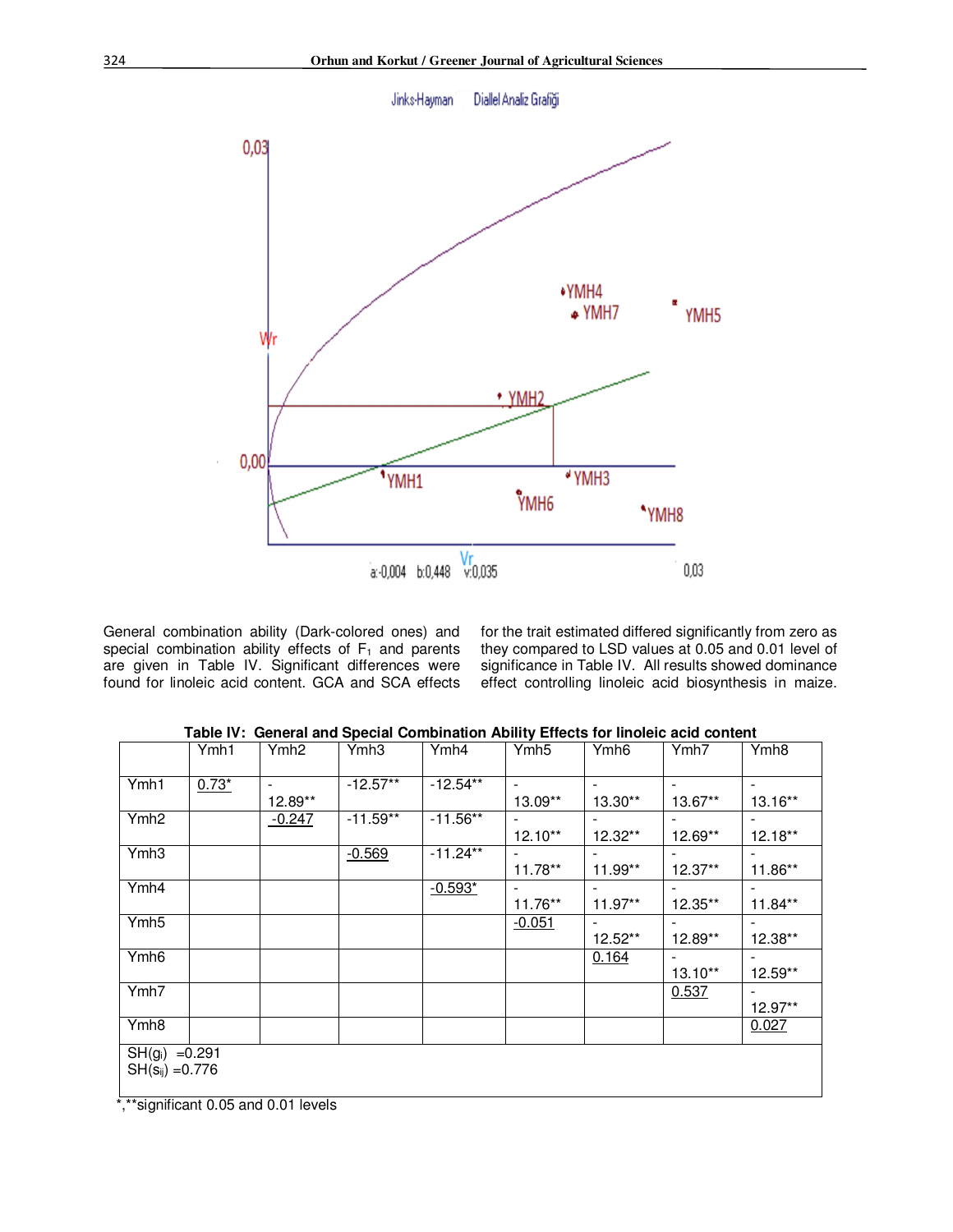General combination ability (Dark-colored ones) and special combination ability effects of $F_1$ and parents are given in Table IV. Significant differences were found for linoleic acid content. GCA and SCA effects for the trait estimated differed significantly from zero as they compared to LSD values at 0.05 and 0.01 level of significance in Table IV. All results showed dominance effect controlling linoleic acid biosynthesis in maize.

**Table IV: General and Special Combination Ability Effects for linoleic acid content**

| | Ymh1 | Ymh2 | Ymh3 | Ymh4 | Ymh5 | Ymh6 | Ymh7 | Ymh8 |
|---|---|---|---|---|---|---|---|---|
| Ymh1 | 0.73* | -12.89** | -12.57** | -12.54** | -13.09** | -13.30** | -13.67** | -13.16** |
| Ymh2 | | -0.247 | -11.59** | -11.56** | -12.10** | -12.32** | -12.69** | -12.18** |
| Ymh3 | | | -0.569 | -11.24** | -11.78** | -11.99** | -12.37** | -11.86** |
| Ymh4 | | | | -0.593* | -11.76** | -11.97** | -12.35** | -11.84** |
| Ymh5 | | | | | -0.051 | -12.52** | -12.89** | -12.38** |
| Ymh6 | | | | | | 0.164 | -13.10** | -12.59** |
| Ymh7 | | | | | | | 0.537 | -12.97** |
| Ymh8 | | | | | | | | 0.027 |
| SH($g_i$) =0.291<br>SH($s_{ij}$) =0.776 | | | | | | | | |

*,**significant 0.05 and 0.01 levels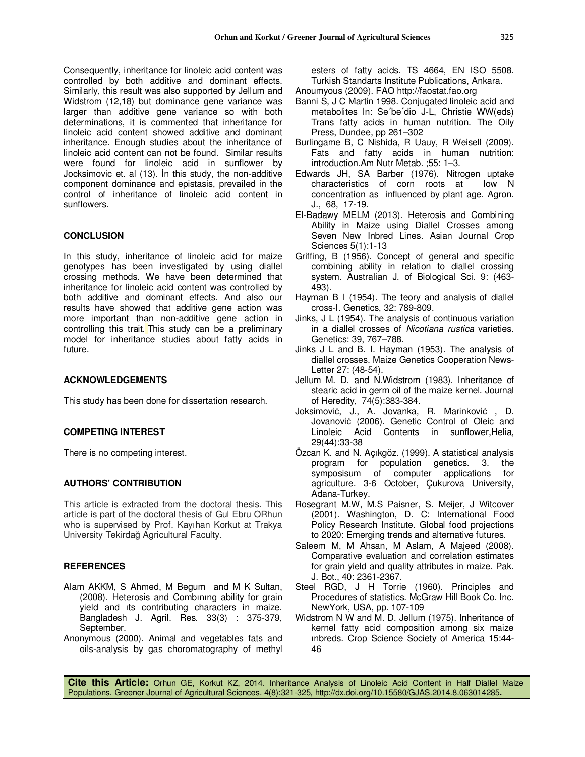Consequently, inheritance for linoleic acid content was controlled by both additive and dominant effects. Similarly, this result was also supported by Jellum and Widstrom (12,18) but dominance gene variance was larger than additive gene variance so with both determinations, it is commented that inheritance for linoleic acid content showed additive and dominant inheritance. Enough studies about the inheritance of linoleic acid content can not be found. Similar results were found for linoleic acid in sunflower by Jocksimovic et. al (13). İn this study, the non-additive component dominance and epistasis, prevailed in the control of inheritance of linoleic acid content in sunflowers.

## CONCLUSION

In this study, inheritance of linoleic acid for maize genotypes has been investigated by using diallel crossing methods. We have been determined that inheritance for linoleic acid content was controlled by both additive and dominant effects. And also our results have showed that additive gene action was more important than non-additive gene action in controlling this trait. This study can be a preliminary model for inheritance studies about fatty acids in future.

## ACKNOWLEDGEMENTS

This study has been done for dissertation research.

## COMPETING INTEREST

There is no competing interest.

## AUTHORS' CONTRIBUTION

This article is extracted from the doctoral thesis. This article is part of the doctoral thesis of Gul Ebru ORhun who is supervised by Prof. Kayıhan Korkut at Trakya University Tekirdağ Agricultural Faculty.

## REFERENCES

Alam AKKM, S Ahmed, M Begum and M K Sultan, (2008). Heterosis and Combınıng ability for grain yield and ıts contributing characters in maize. Bangladesh J. Agril. Res. 33(3) : 375-379, September.

Anonymous (2000). Animal and vegetables fats and oils-analysis by gas choromatography of methyl esters of fatty acids. TS 4664, EN ISO 5508. Turkish Standarts Institute Publications, Ankara.

Anoumyous (2009). FAO http://faostat.fao.org

Banni S, J C Martin 1998. Conjugated linoleic acid and metabolites In: Se´be´dio J-L, Christie WW(eds) Trans fatty acids in human nutrition. The Oily Press, Dundee, pp 261–302

Burlingame B, C Nishida, R Uauy, R Weisell (2009). Fats and fatty acids in human nutrition: introduction.Am Nutr Metab. ;55: 1–3.

Edwards JH, SA Barber (1976). Nitrogen uptake characteristics of corn roots at low N concentration as influenced by plant age. Agron. J., 68, 17-19.

El-Badawy MELM (2013). Heterosis and Combining Ability in Maize using Diallel Crosses among Seven New Inbred Lines. Asian Journal Crop Sciences 5(1):1-13

Griffing, B (1956). Concept of general and specific combining ability in relation to diallel crossing system. Australian J. of Biological Sci. 9: (463-493).

Hayman B I (1954). The teory and analysis of diallel cross-I. Genetics, 32: 789-809.

Jinks, J L (1954). The analysis of continuous variation in a diallel crosses of *Nicotiana rustica* varieties. Genetics: 39, 767–788.

Jinks J L and B. I. Hayman (1953). The analysis of diallel crosses. Maize Genetics Cooperation News-Letter 27: (48-54).

Jellum M. D. and N.Widstrom (1983). Inheritance of stearic acid in germ oil of the maize kernel. Journal of Heredity, 74(5):383-384.

Joksimović, J., A. Jovanka, R. Marinković , D. Jovanović (2006). Genetic Control of Oleic and Linoleic Acid Contents in sunflower,Helia, 29(44):33-38

Özcan K. and N. Açıkgöz. (1999). A statistical analysis program for population genetics. 3. the symposisum of computer applications for agriculture. 3-6 October, Çukurova University, Adana-Turkey.

Rosegrant M.W, M.S Paisner, S. Meijer, J Witcover (2001). Washington, D. C: International Food Policy Research Institute. Global food projections to 2020: Emerging trends and alternative futures.

Saleem M, M Ahsan, M Aslam, A Majeed (2008). Comparative evaluation and correlation estimates for grain yield and quality attributes in maize. Pak. J. Bot., 40: 2361-2367.

Steel RGD, J H Torrie (1960). Principles and Procedures of statistics. McGraw Hill Book Co. Inc. NewYork, USA, pp. 107-109

Widstrom N W and M. D. Jellum (1975). Inheritance of kernel fatty acid composition among six maize ınbreds. Crop Science Society of America 15:44-46

**Cite this Article:** Orhun GE, Korkut KZ, 2014. Inheritance Analysis of Linoleic Acid Content in Half Diallel Maize Populations. Greener Journal of Agricultural Sciences. 4(8):321-325, http://dx.doi.org/10.15580/GJAS.2014.8.063014285**.**